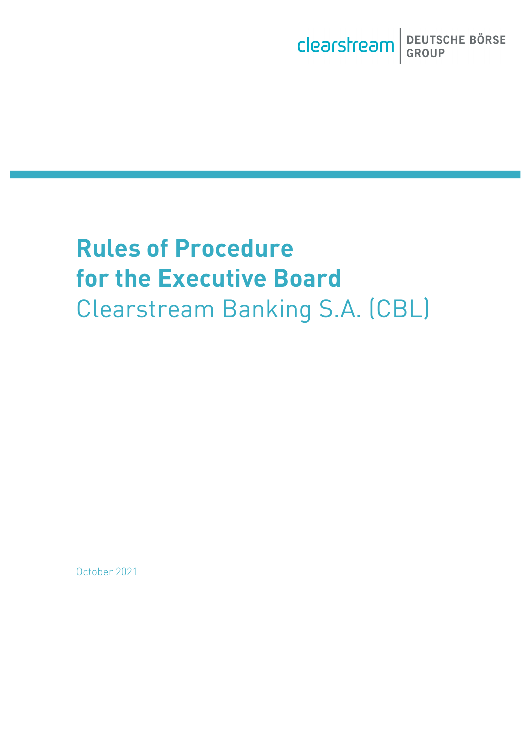clearstream | DEUTSCHE BÖRSE GROUP

# Rules of Procedure for the Executive Board

Clearstream Banking S.A. (CBL)

October 2021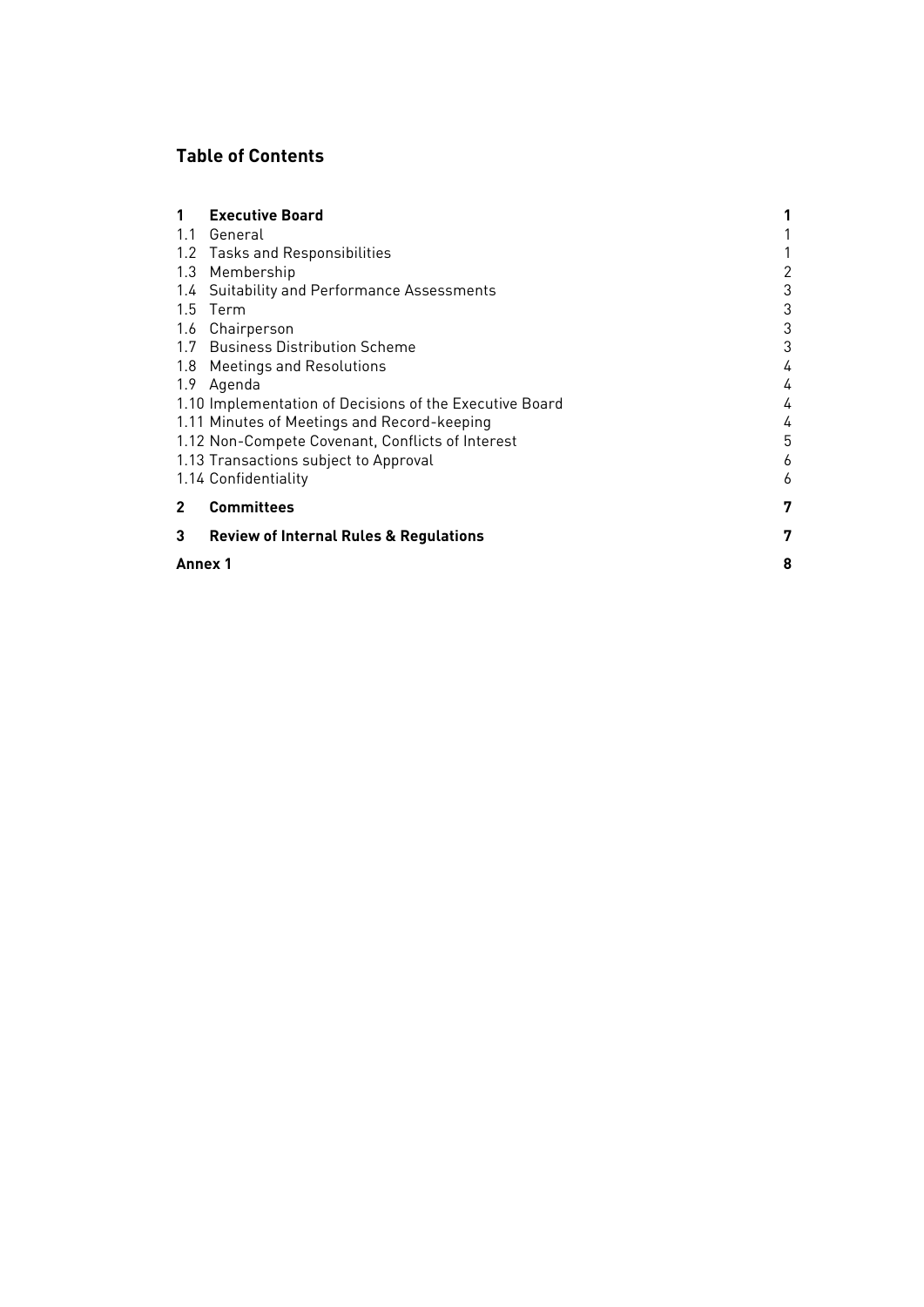## Table of Contents

| | | |
|---|---|---|
| **1** | **Executive Board** | **1** |
| 1.1 | General | 1 |
| 1.2 | Tasks and Responsibilities | 1 |
| 1.3 | Membership | 2 |
| 1.4 | Suitability and Performance Assessments | 3 |
| 1.5 | Term | 3 |
| 1.6 | Chairperson | 3 |
| 1.7 | Business Distribution Scheme | 3 |
| 1.8 | Meetings and Resolutions | 4 |
| 1.9 | Agenda | 4 |
| 1.10 | Implementation of Decisions of the Executive Board | 4 |
| 1.11 | Minutes of Meetings and Record-keeping | 4 |
| 1.12 | Non-Compete Covenant, Conflicts of Interest | 5 |
| 1.13 | Transactions subject to Approval | 6 |
| 1.14 | Confidentiality | 6 |
| **2** | **Committees** | **7** |
| **3** | **Review of Internal Rules & Regulations** | **7** |
| **Annex 1** | | **8** |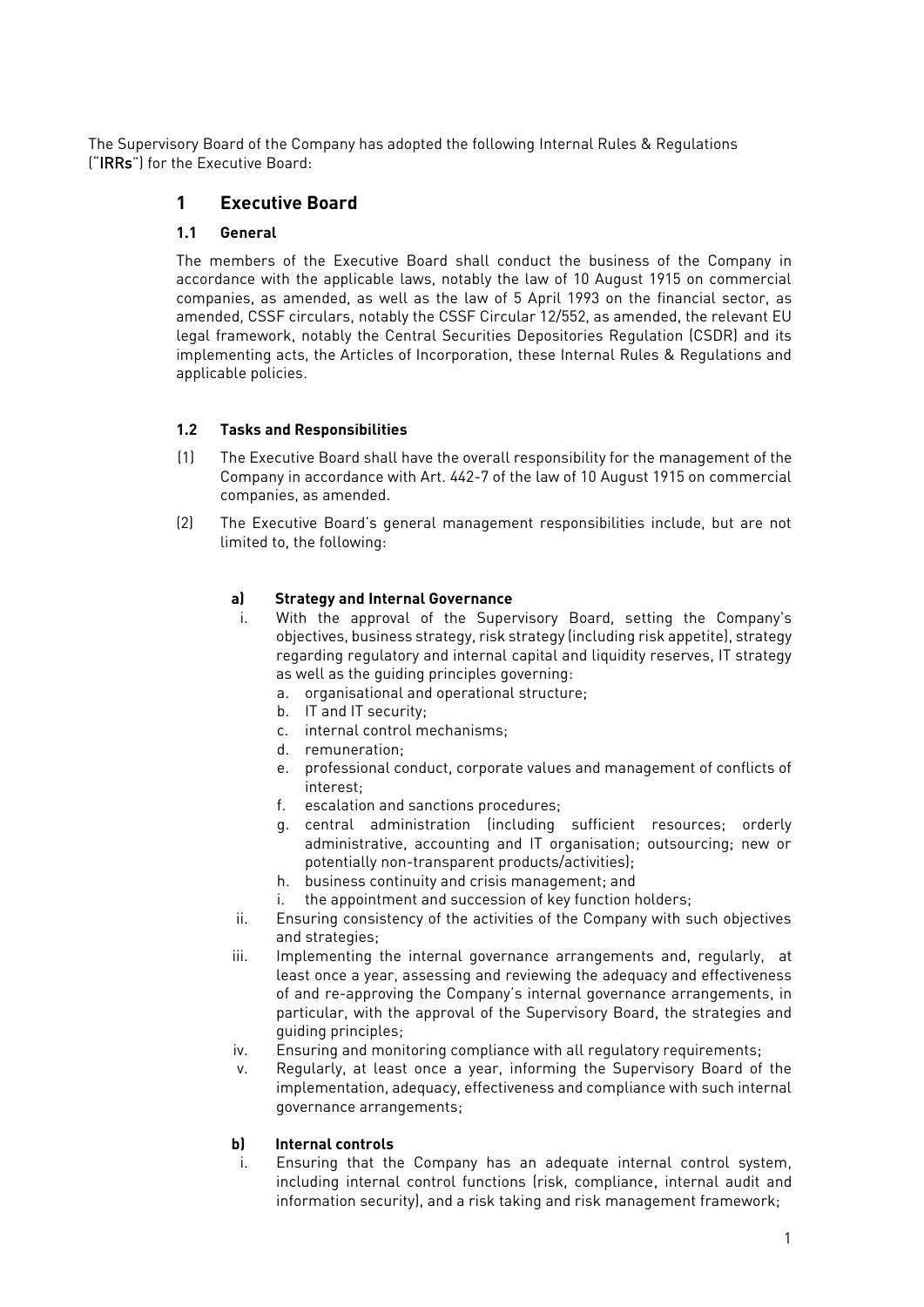The Supervisory Board of the Company has adopted the following Internal Rules & Regulations ("**IRRs**") for the Executive Board:

# 1 Executive Board

## 1.1 General

The members of the Executive Board shall conduct the business of the Company in accordance with the applicable laws, notably the law of 10 August 1915 on commercial companies, as amended, as well as the law of 5 April 1993 on the financial sector, as amended, CSSF circulars, notably the CSSF Circular 12/552, as amended, the relevant EU legal framework, notably the Central Securities Depositories Regulation (CSDR) and its implementing acts, the Articles of Incorporation, these Internal Rules & Regulations and applicable policies.

## 1.2 Tasks and Responsibilities

(1) The Executive Board shall have the overall responsibility for the management of the Company in accordance with Art. 442-7 of the law of 10 August 1915 on commercial companies, as amended.

(2) The Executive Board's general management responsibilities include, but are not limited to, the following:

**a) Strategy and Internal Governance**

i. With the approval of the Supervisory Board, setting the Company's objectives, business strategy, risk strategy (including risk appetite), strategy regarding regulatory and internal capital and liquidity reserves, IT strategy as well as the guiding principles governing:
   a. organisational and operational structure;
   b. IT and IT security;
   c. internal control mechanisms;
   d. remuneration;
   e. professional conduct, corporate values and management of conflicts of interest;
   f. escalation and sanctions procedures;
   g. central administration (including sufficient resources; orderly administrative, accounting and IT organisation; outsourcing; new or potentially non-transparent products/activities);
   h. business continuity and crisis management; and
   i. the appointment and succession of key function holders;

ii. Ensuring consistency of the activities of the Company with such objectives and strategies;

iii. Implementing the internal governance arrangements and, regularly, at least once a year, assessing and reviewing the adequacy and effectiveness of and re-approving the Company's internal governance arrangements, in particular, with the approval of the Supervisory Board, the strategies and guiding principles;

iv. Ensuring and monitoring compliance with all regulatory requirements;

v. Regularly, at least once a year, informing the Supervisory Board of the implementation, adequacy, effectiveness and compliance with such internal governance arrangements;

**b) Internal controls**

i. Ensuring that the Company has an adequate internal control system, including internal control functions (risk, compliance, internal audit and information security), and a risk taking and risk management framework;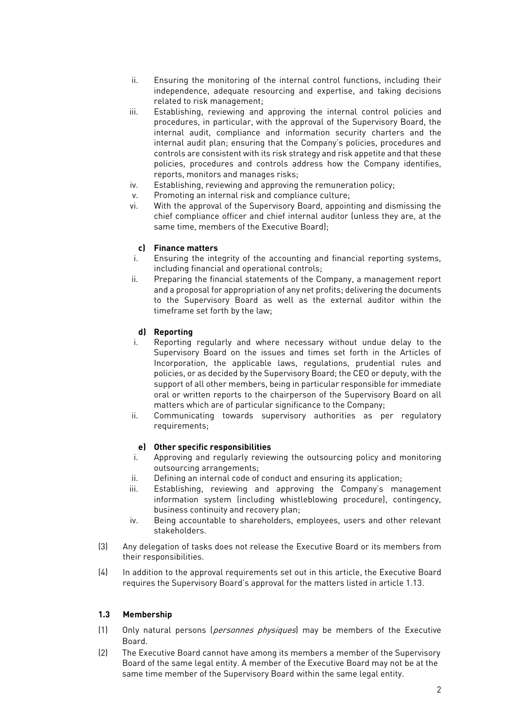ii. Ensuring the monitoring of the internal control functions, including their independence, adequate resourcing and expertise, and taking decisions related to risk management;

iii. Establishing, reviewing and approving the internal control policies and procedures, in particular, with the approval of the Supervisory Board, the internal audit, compliance and information security charters and the internal audit plan; ensuring that the Company's policies, procedures and controls are consistent with its risk strategy and risk appetite and that these policies, procedures and controls address how the Company identifies, reports, monitors and manages risks;

iv. Establishing, reviewing and approving the remuneration policy;

v. Promoting an internal risk and compliance culture;

vi. With the approval of the Supervisory Board, appointing and dismissing the chief compliance officer and chief internal auditor (unless they are, at the same time, members of the Executive Board);

**c) Finance matters**

i. Ensuring the integrity of the accounting and financial reporting systems, including financial and operational controls;

ii. Preparing the financial statements of the Company, a management report and a proposal for appropriation of any net profits; delivering the documents to the Supervisory Board as well as the external auditor within the timeframe set forth by the law;

**d) Reporting**

i. Reporting regularly and where necessary without undue delay to the Supervisory Board on the issues and times set forth in the Articles of Incorporation, the applicable laws, regulations, prudential rules and policies, or as decided by the Supervisory Board; the CEO or deputy, with the support of all other members, being in particular responsible for immediate oral or written reports to the chairperson of the Supervisory Board on all matters which are of particular significance to the Company;

ii. Communicating towards supervisory authorities as per regulatory requirements;

**e) Other specific responsibilities**

i. Approving and regularly reviewing the outsourcing policy and monitoring outsourcing arrangements;

ii. Defining an internal code of conduct and ensuring its application;

iii. Establishing, reviewing and approving the Company's management information system (including whistleblowing procedure), contingency, business continuity and recovery plan;

iv. Being accountable to shareholders, employees, users and other relevant stakeholders.

(3) Any delegation of tasks does not release the Executive Board or its members from their responsibilities.

(4) In addition to the approval requirements set out in this article, the Executive Board requires the Supervisory Board's approval for the matters listed in article 1.13.

### 1.3 Membership

(1) Only natural persons (*personnes physiques*) may be members of the Executive Board.

(2) The Executive Board cannot have among its members a member of the Supervisory Board of the same legal entity. A member of the Executive Board may not be at the same time member of the Supervisory Board within the same legal entity.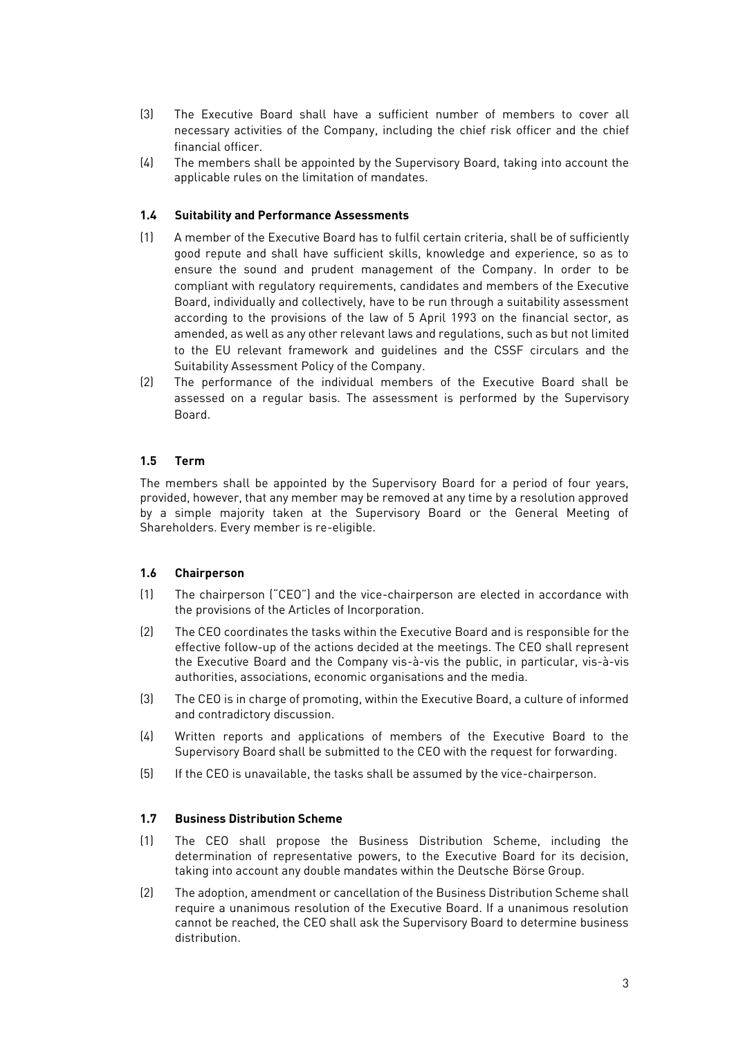(3) The Executive Board shall have a sufficient number of members to cover all necessary activities of the Company, including the chief risk officer and the chief financial officer.

(4) The members shall be appointed by the Supervisory Board, taking into account the applicable rules on the limitation of mandates.

### 1.4 Suitability and Performance Assessments

(1) A member of the Executive Board has to fulfil certain criteria, shall be of sufficiently good repute and shall have sufficient skills, knowledge and experience, so as to ensure the sound and prudent management of the Company. In order to be compliant with regulatory requirements, candidates and members of the Executive Board, individually and collectively, have to be run through a suitability assessment according to the provisions of the law of 5 April 1993 on the financial sector, as amended, as well as any other relevant laws and regulations, such as but not limited to the EU relevant framework and guidelines and the CSSF circulars and the Suitability Assessment Policy of the Company.

(2) The performance of the individual members of the Executive Board shall be assessed on a regular basis. The assessment is performed by the Supervisory Board.

### 1.5 Term

The members shall be appointed by the Supervisory Board for a period of four years, provided, however, that any member may be removed at any time by a resolution approved by a simple majority taken at the Supervisory Board or the General Meeting of Shareholders. Every member is re-eligible.

### 1.6 Chairperson

(1) The chairperson ("CEO") and the vice-chairperson are elected in accordance with the provisions of the Articles of Incorporation.

(2) The CEO coordinates the tasks within the Executive Board and is responsible for the effective follow-up of the actions decided at the meetings. The CEO shall represent the Executive Board and the Company vis-à-vis the public, in particular, vis-à-vis authorities, associations, economic organisations and the media.

(3) The CEO is in charge of promoting, within the Executive Board, a culture of informed and contradictory discussion.

(4) Written reports and applications of members of the Executive Board to the Supervisory Board shall be submitted to the CEO with the request for forwarding.

(5) If the CEO is unavailable, the tasks shall be assumed by the vice-chairperson.

### 1.7 Business Distribution Scheme

(1) The CEO shall propose the Business Distribution Scheme, including the determination of representative powers, to the Executive Board for its decision, taking into account any double mandates within the Deutsche Börse Group.

(2) The adoption, amendment or cancellation of the Business Distribution Scheme shall require a unanimous resolution of the Executive Board. If a unanimous resolution cannot be reached, the CEO shall ask the Supervisory Board to determine business distribution.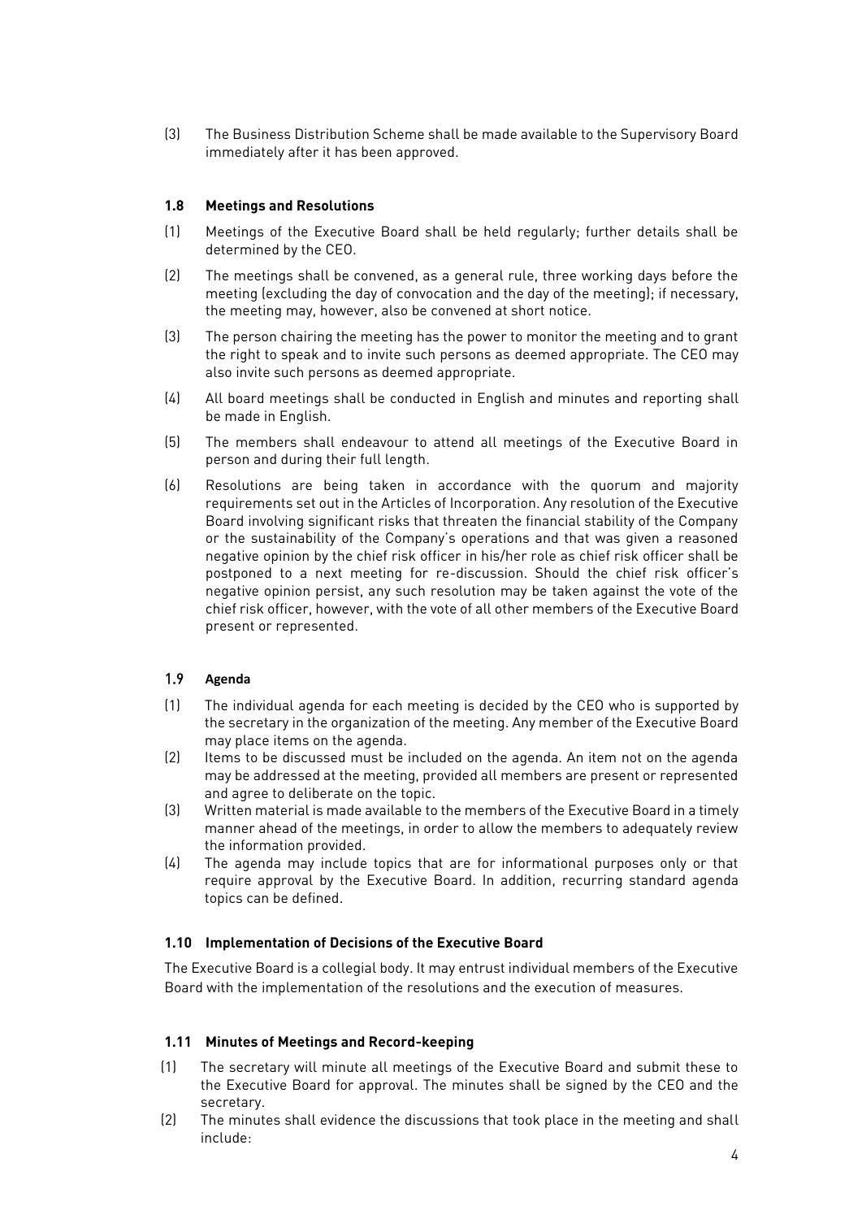(3) The Business Distribution Scheme shall be made available to the Supervisory Board immediately after it has been approved.

### 1.8 Meetings and Resolutions

(1) Meetings of the Executive Board shall be held regularly; further details shall be determined by the CEO.

(2) The meetings shall be convened, as a general rule, three working days before the meeting (excluding the day of convocation and the day of the meeting); if necessary, the meeting may, however, also be convened at short notice.

(3) The person chairing the meeting has the power to monitor the meeting and to grant the right to speak and to invite such persons as deemed appropriate. The CEO may also invite such persons as deemed appropriate.

(4) All board meetings shall be conducted in English and minutes and reporting shall be made in English.

(5) The members shall endeavour to attend all meetings of the Executive Board in person and during their full length.

(6) Resolutions are being taken in accordance with the quorum and majority requirements set out in the Articles of Incorporation. Any resolution of the Executive Board involving significant risks that threaten the financial stability of the Company or the sustainability of the Company's operations and that was given a reasoned negative opinion by the chief risk officer in his/her role as chief risk officer shall be postponed to a next meeting for re-discussion. Should the chief risk officer's negative opinion persist, any such resolution may be taken against the vote of the chief risk officer, however, with the vote of all other members of the Executive Board present or represented.

### 1.9 Agenda

(1) The individual agenda for each meeting is decided by the CEO who is supported by the secretary in the organization of the meeting. Any member of the Executive Board may place items on the agenda.

(2) Items to be discussed must be included on the agenda. An item not on the agenda may be addressed at the meeting, provided all members are present or represented and agree to deliberate on the topic.

(3) Written material is made available to the members of the Executive Board in a timely manner ahead of the meetings, in order to allow the members to adequately review the information provided.

(4) The agenda may include topics that are for informational purposes only or that require approval by the Executive Board. In addition, recurring standard agenda topics can be defined.

### 1.10 Implementation of Decisions of the Executive Board

The Executive Board is a collegial body. It may entrust individual members of the Executive Board with the implementation of the resolutions and the execution of measures.

### 1.11 Minutes of Meetings and Record-keeping

(1) The secretary will minute all meetings of the Executive Board and submit these to the Executive Board for approval. The minutes shall be signed by the CEO and the secretary.

(2) The minutes shall evidence the discussions that took place in the meeting and shall include: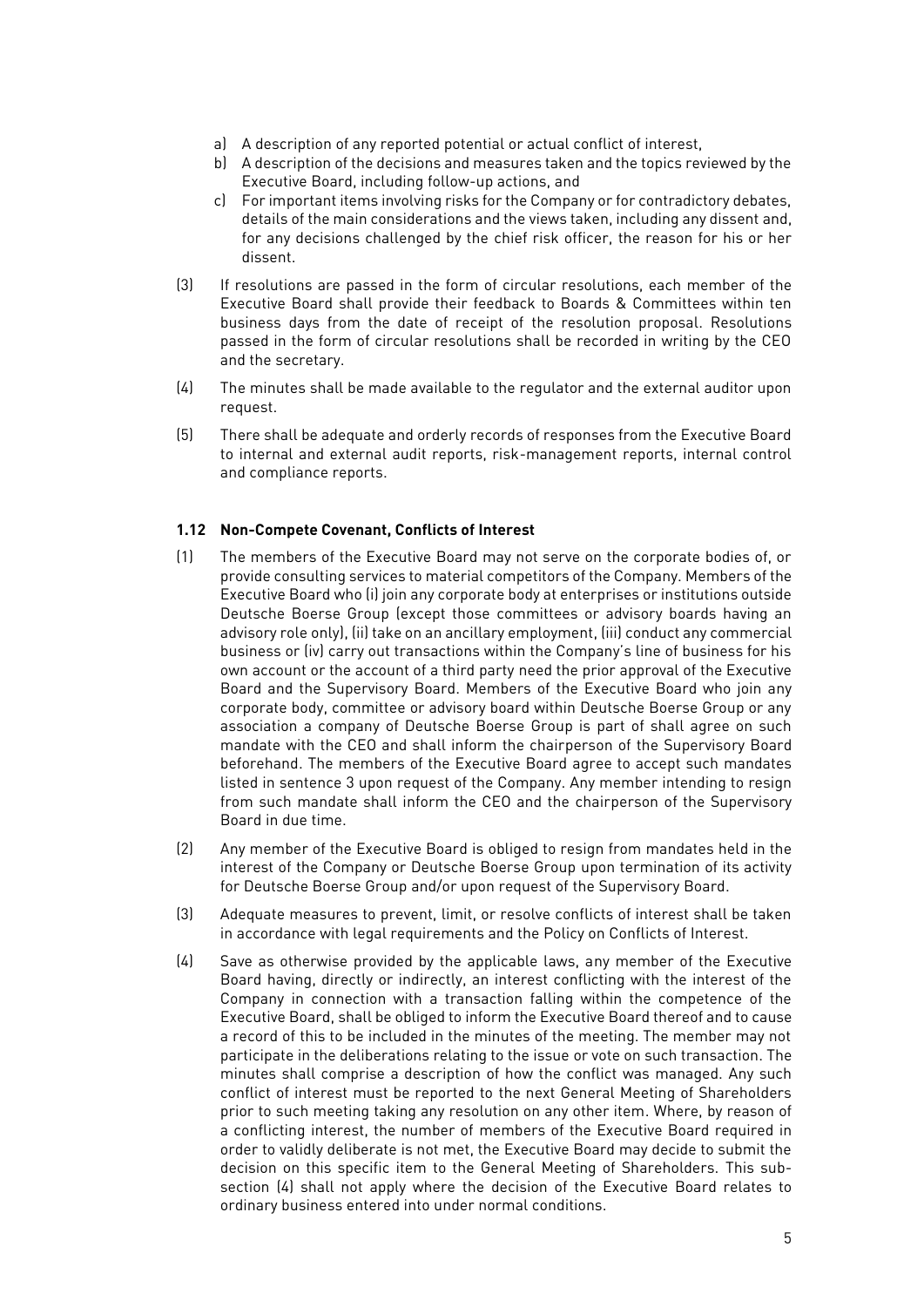a) A description of any reported potential or actual conflict of interest,
b) A description of the decisions and measures taken and the topics reviewed by the Executive Board, including follow-up actions, and
c) For important items involving risks for the Company or for contradictory debates, details of the main considerations and the views taken, including any dissent and, for any decisions challenged by the chief risk officer, the reason for his or her dissent.

(3) If resolutions are passed in the form of circular resolutions, each member of the Executive Board shall provide their feedback to Boards & Committees within ten business days from the date of receipt of the resolution proposal. Resolutions passed in the form of circular resolutions shall be recorded in writing by the CEO and the secretary.

(4) The minutes shall be made available to the regulator and the external auditor upon request.

(5) There shall be adequate and orderly records of responses from the Executive Board to internal and external audit reports, risk-management reports, internal control and compliance reports.

### 1.12 Non-Compete Covenant, Conflicts of Interest

(1) The members of the Executive Board may not serve on the corporate bodies of, or provide consulting services to material competitors of the Company. Members of the Executive Board who (i) join any corporate body at enterprises or institutions outside Deutsche Boerse Group (except those committees or advisory boards having an advisory role only), (ii) take on an ancillary employment, (iii) conduct any commercial business or (iv) carry out transactions within the Company's line of business for his own account or the account of a third party need the prior approval of the Executive Board and the Supervisory Board. Members of the Executive Board who join any corporate body, committee or advisory board within Deutsche Boerse Group or any association a company of Deutsche Boerse Group is part of shall agree on such mandate with the CEO and shall inform the chairperson of the Supervisory Board beforehand. The members of the Executive Board agree to accept such mandates listed in sentence 3 upon request of the Company. Any member intending to resign from such mandate shall inform the CEO and the chairperson of the Supervisory Board in due time.

(2) Any member of the Executive Board is obliged to resign from mandates held in the interest of the Company or Deutsche Boerse Group upon termination of its activity for Deutsche Boerse Group and/or upon request of the Supervisory Board.

(3) Adequate measures to prevent, limit, or resolve conflicts of interest shall be taken in accordance with legal requirements and the Policy on Conflicts of Interest.

(4) Save as otherwise provided by the applicable laws, any member of the Executive Board having, directly or indirectly, an interest conflicting with the interest of the Company in connection with a transaction falling within the competence of the Executive Board, shall be obliged to inform the Executive Board thereof and to cause a record of this to be included in the minutes of the meeting. The member may not participate in the deliberations relating to the issue or vote on such transaction. The minutes shall comprise a description of how the conflict was managed. Any such conflict of interest must be reported to the next General Meeting of Shareholders prior to such meeting taking any resolution on any other item. Where, by reason of a conflicting interest, the number of members of the Executive Board required in order to validly deliberate is not met, the Executive Board may decide to submit the decision on this specific item to the General Meeting of Shareholders. This sub-section (4) shall not apply where the decision of the Executive Board relates to ordinary business entered into under normal conditions.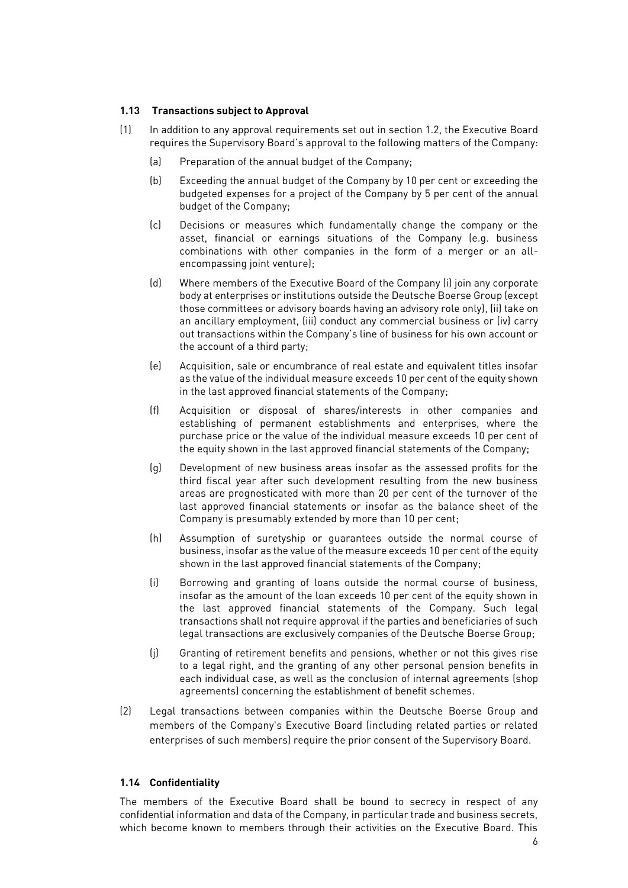### 1.13 Transactions subject to Approval

(1) In addition to any approval requirements set out in section 1.2, the Executive Board requires the Supervisory Board's approval to the following matters of the Company:

(a) Preparation of the annual budget of the Company;

(b) Exceeding the annual budget of the Company by 10 per cent or exceeding the budgeted expenses for a project of the Company by 5 per cent of the annual budget of the Company;

(c) Decisions or measures which fundamentally change the company or the asset, financial or earnings situations of the Company (e.g. business combinations with other companies in the form of a merger or an all-encompassing joint venture);

(d) Where members of the Executive Board of the Company (i) join any corporate body at enterprises or institutions outside the Deutsche Boerse Group (except those committees or advisory boards having an advisory role only), (ii) take on an ancillary employment, (iii) conduct any commercial business or (iv) carry out transactions within the Company's line of business for his own account or the account of a third party;

(e) Acquisition, sale or encumbrance of real estate and equivalent titles insofar as the value of the individual measure exceeds 10 per cent of the equity shown in the last approved financial statements of the Company;

(f) Acquisition or disposal of shares/interests in other companies and establishing of permanent establishments and enterprises, where the purchase price or the value of the individual measure exceeds 10 per cent of the equity shown in the last approved financial statements of the Company;

(g) Development of new business areas insofar as the assessed profits for the third fiscal year after such development resulting from the new business areas are prognosticated with more than 20 per cent of the turnover of the last approved financial statements or insofar as the balance sheet of the Company is presumably extended by more than 10 per cent;

(h) Assumption of suretyship or guarantees outside the normal course of business, insofar as the value of the measure exceeds 10 per cent of the equity shown in the last approved financial statements of the Company;

(i) Borrowing and granting of loans outside the normal course of business, insofar as the amount of the loan exceeds 10 per cent of the equity shown in the last approved financial statements of the Company. Such legal transactions shall not require approval if the parties and beneficiaries of such legal transactions are exclusively companies of the Deutsche Boerse Group;

(j) Granting of retirement benefits and pensions, whether or not this gives rise to a legal right, and the granting of any other personal pension benefits in each individual case, as well as the conclusion of internal agreements (shop agreements) concerning the establishment of benefit schemes.

(2) Legal transactions between companies within the Deutsche Boerse Group and members of the Company's Executive Board (including related parties or related enterprises of such members) require the prior consent of the Supervisory Board.

### 1.14 Confidentiality

The members of the Executive Board shall be bound to secrecy in respect of any confidential information and data of the Company, in particular trade and business secrets, which become known to members through their activities on the Executive Board. This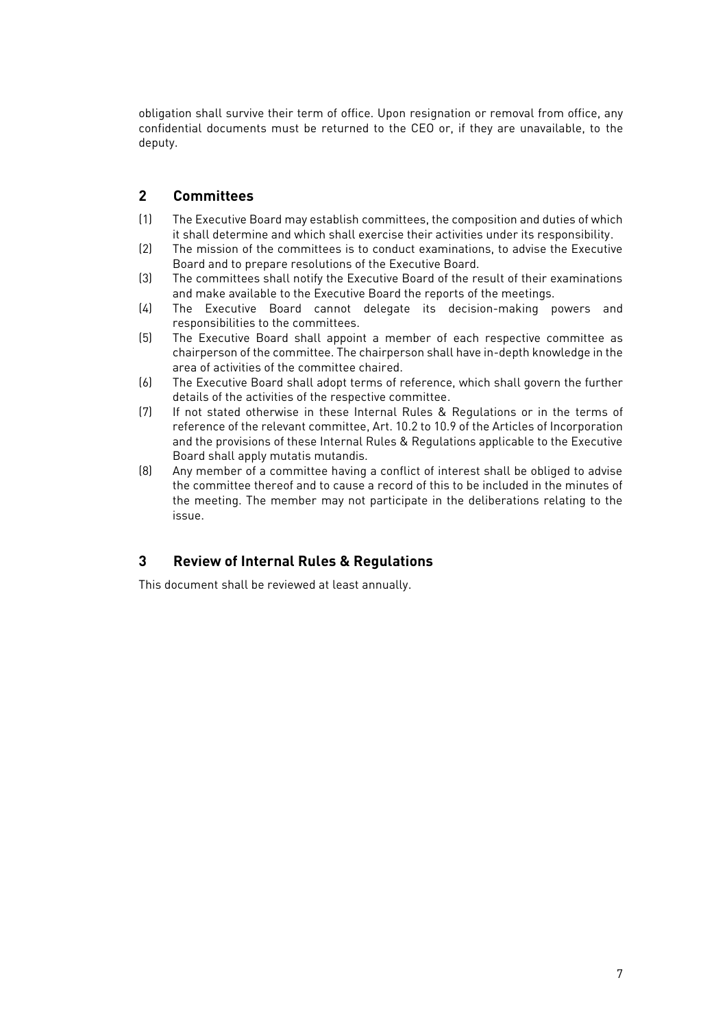obligation shall survive their term of office. Upon resignation or removal from office, any confidential documents must be returned to the CEO or, if they are unavailable, to the deputy.

## 2 Committees

(1) The Executive Board may establish committees, the composition and duties of which it shall determine and which shall exercise their activities under its responsibility.

(2) The mission of the committees is to conduct examinations, to advise the Executive Board and to prepare resolutions of the Executive Board.

(3) The committees shall notify the Executive Board of the result of their examinations and make available to the Executive Board the reports of the meetings.

(4) The Executive Board cannot delegate its decision-making powers and responsibilities to the committees.

(5) The Executive Board shall appoint a member of each respective committee as chairperson of the committee. The chairperson shall have in-depth knowledge in the area of activities of the committee chaired.

(6) The Executive Board shall adopt terms of reference, which shall govern the further details of the activities of the respective committee.

(7) If not stated otherwise in these Internal Rules & Regulations or in the terms of reference of the relevant committee, Art. 10.2 to 10.9 of the Articles of Incorporation and the provisions of these Internal Rules & Regulations applicable to the Executive Board shall apply mutatis mutandis.

(8) Any member of a committee having a conflict of interest shall be obliged to advise the committee thereof and to cause a record of this to be included in the minutes of the meeting. The member may not participate in the deliberations relating to the issue.

## 3 Review of Internal Rules & Regulations

This document shall be reviewed at least annually.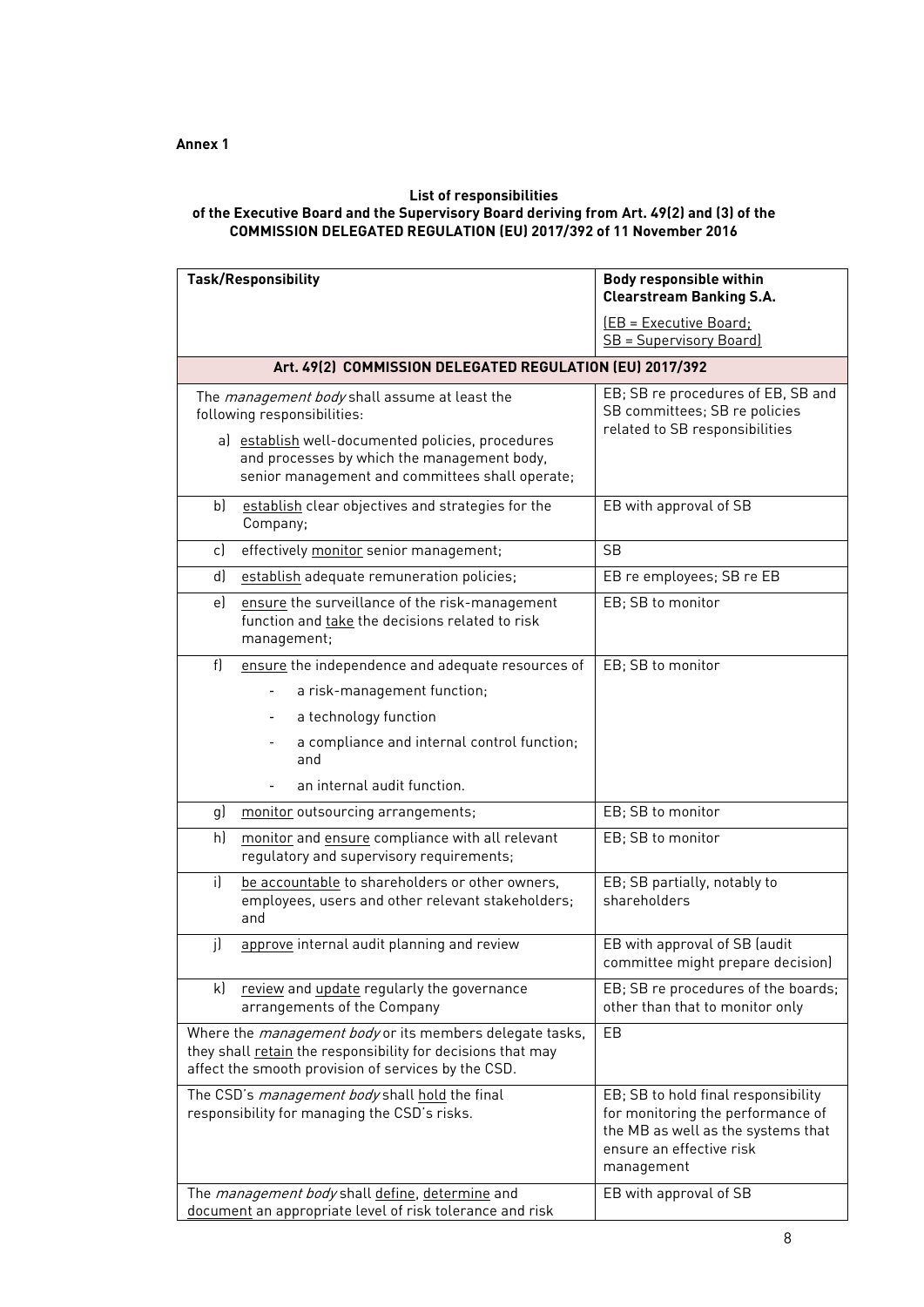**Annex 1**

**List of responsibilities of the Executive Board and the Supervisory Board deriving from Art. 49(2) and (3) of the COMMISSION DELEGATED REGULATION (EU) 2017/392 of 11 November 2016**

| **Task/Responsibility** | **Body responsible within Clearstream Banking S.A.**<br>(EB = Executive Board; SB = Supervisory Board) |
|---|---|
| **Art. 49(2) COMMISSION DELEGATED REGULATION (EU) 2017/392** | |
| The *management body* shall assume at least the following responsibilities:<br>a) establish well-documented policies, procedures and processes by which the management body, senior management and committees shall operate; | EB; SB re procedures of EB, SB and SB committees; SB re policies related to SB responsibilities |
| b) establish clear objectives and strategies for the Company; | EB with approval of SB |
| c) effectively monitor senior management; | SB |
| d) establish adequate remuneration policies; | EB re employees; SB re EB |
| e) ensure the surveillance of the risk-management function and take the decisions related to risk management; | EB; SB to monitor |
| f) ensure the independence and adequate resources of<br>- a risk-management function;<br>- a technology function<br>- a compliance and internal control function; and<br>- an internal audit function. | EB; SB to monitor |
| g) monitor outsourcing arrangements; | EB; SB to monitor |
| h) monitor and ensure compliance with all relevant regulatory and supervisory requirements; | EB; SB to monitor |
| i) be accountable to shareholders or other owners, employees, users and other relevant stakeholders; and | EB; SB partially, notably to shareholders |
| j) approve internal audit planning and review | EB with approval of SB (audit committee might prepare decision) |
| k) review and update regularly the governance arrangements of the Company | EB; SB re procedures of the boards; other than that to monitor only |
| Where the *management body* or its members delegate tasks, they shall retain the responsibility for decisions that may affect the smooth provision of services by the CSD. | EB |
| The CSD's *management body* shall hold the final responsibility for managing the CSD's risks. | EB; SB to hold final responsibility for monitoring the performance of the MB as well as the systems that ensure an effective risk management |
| The *management body* shall define, determine and document an appropriate level of risk tolerance and risk | EB with approval of SB |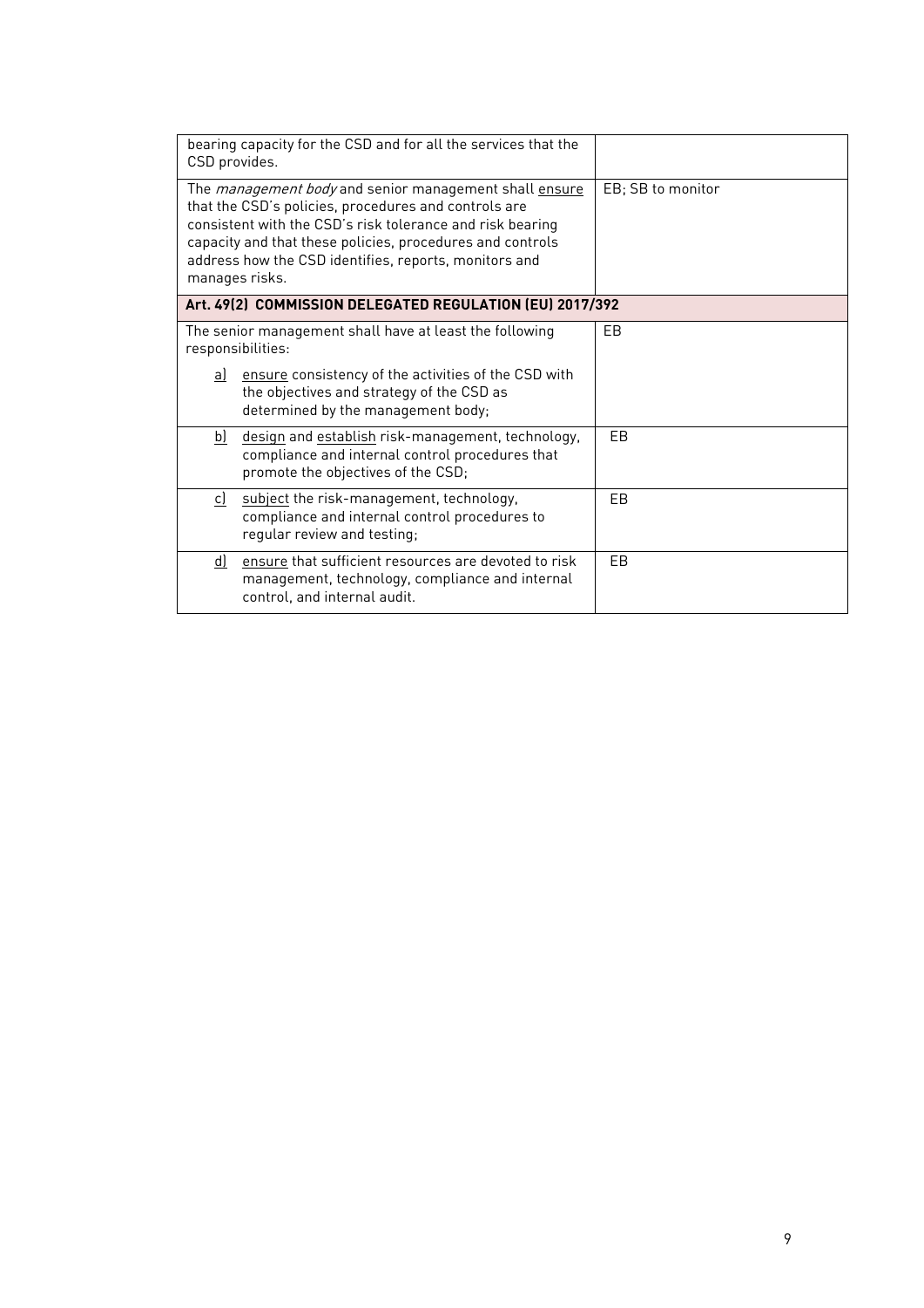| | |
|---|---|
| bearing capacity for the CSD and for all the services that the CSD provides. | |
| The *management body* and senior management shall <u>ensure</u> that the CSD's policies, procedures and controls are consistent with the CSD's risk tolerance and risk bearing capacity and that these policies, procedures and controls address how the CSD identifies, reports, monitors and manages risks. | EB; SB to monitor |
| **Art. 49(2) COMMISSION DELEGATED REGULATION (EU) 2017/392** | |
| The senior management shall have at least the following responsibilities:<br><br><u>a)</u> <u>ensure</u> consistency of the activities of the CSD with the objectives and strategy of the CSD as determined by the management body; | EB |
| <u>b)</u> <u>design</u> and <u>establish</u> risk-management, technology, compliance and internal control procedures that promote the objectives of the CSD; | EB |
| <u>c)</u> <u>subject</u> the risk-management, technology, compliance and internal control procedures to regular review and testing; | EB |
| <u>d)</u> <u>ensure</u> that sufficient resources are devoted to risk management, technology, compliance and internal control, and internal audit. | EB |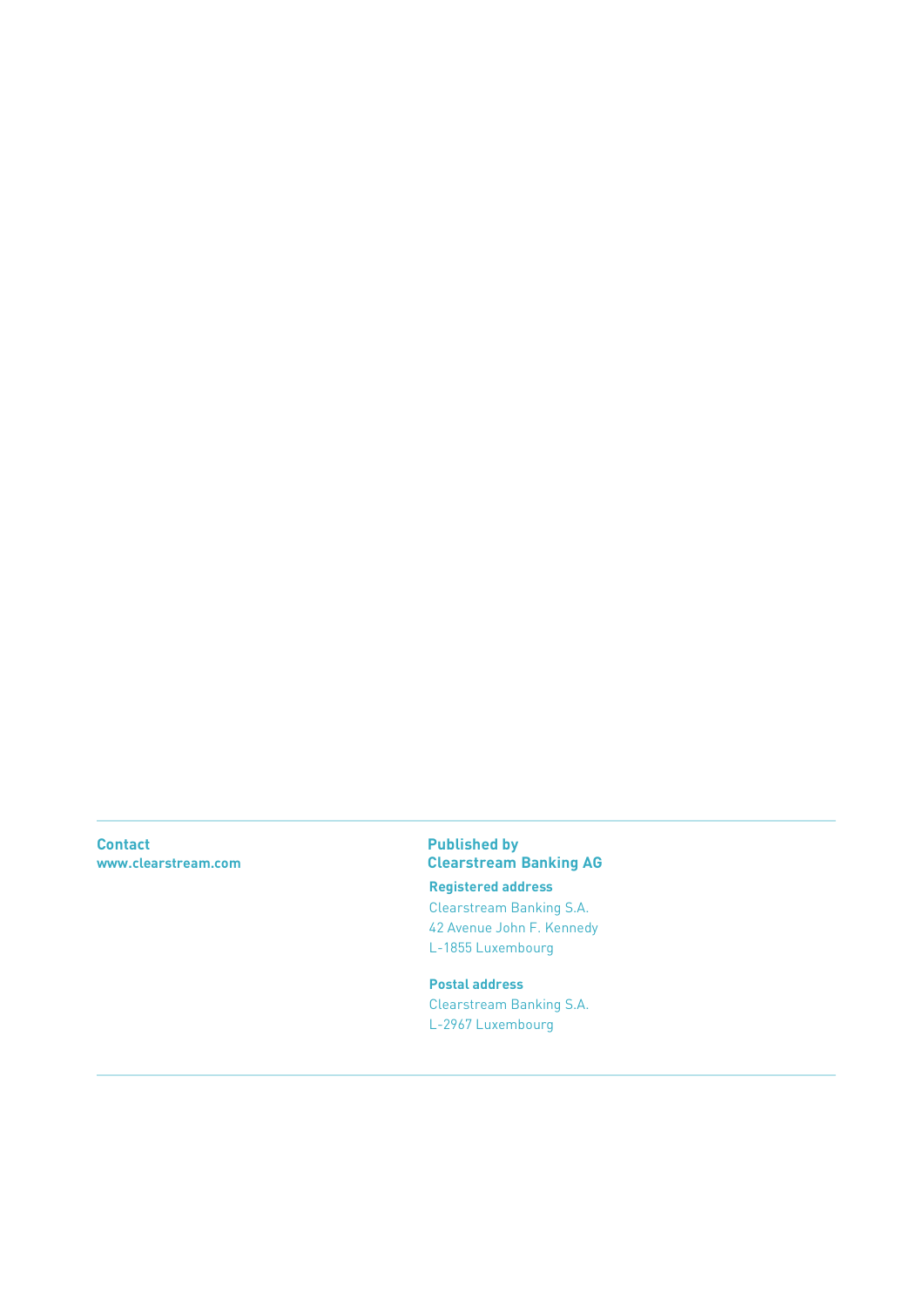**Contact**
**www.clearstream.com**

**Published by**
**Clearstream Banking AG**

**Registered address**
Clearstream Banking S.A.
42 Avenue John F. Kennedy
L-1855 Luxembourg

**Postal address**
Clearstream Banking S.A.
L-2967 Luxembourg